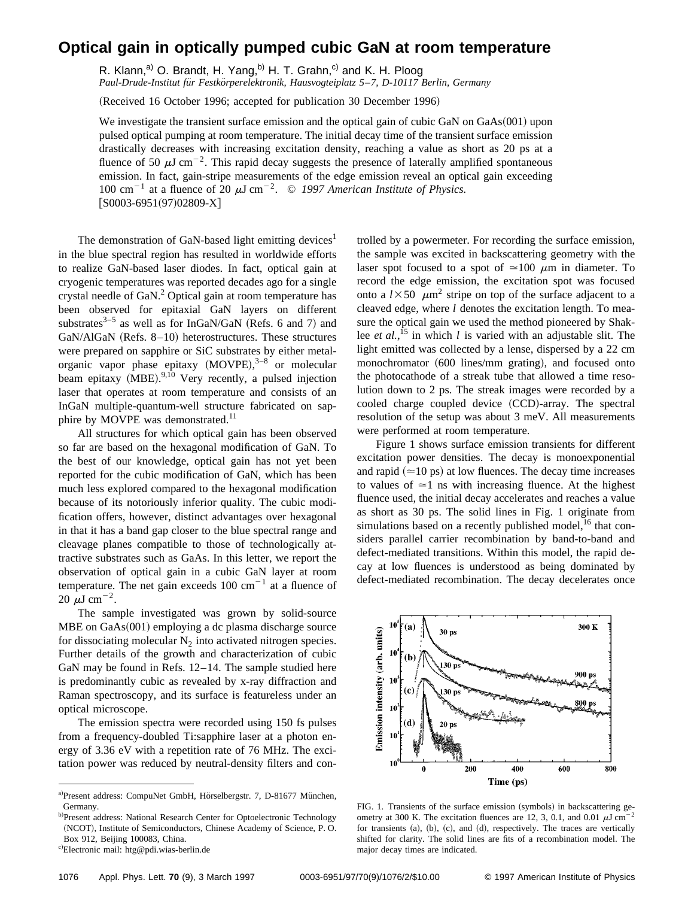# Optical gain in optically pumped cubic GaN at room temperature

R. Klann,[a] O. Brandt, H. Yang,[b] H. T. Grahn,[c] and K. H. Ploog

*Paul-Drude-Institut für Festkörperelektronik, Hausvogteiplatz 5–7, D-10117 Berlin, Germany*

(Received 16 October 1996; accepted for publication 30 December 1996)

We investigate the transient surface emission and the optical gain of cubic GaN on GaAs(001) upon pulsed optical pumping at room temperature. The initial decay time of the transient surface emission drastically decreases with increasing excitation density, reaching a value as short as 20 ps at a fluence of 50 $\mu$J cm$^{-2}$. This rapid decay suggests the presence of laterally amplified spontaneous emission. In fact, gain-stripe measurements of the edge emission reveal an optical gain exceeding 100 cm$^{-1}$ at a fluence of 20 $\mu$J cm$^{-2}$. © *1997 American Institute of Physics.* [S0003-6951(97)02809-X]

The demonstration of GaN-based light emitting devices[1] in the blue spectral region has resulted in worldwide efforts to realize GaN-based laser diodes. In fact, optical gain at cryogenic temperatures was reported decades ago for a single crystal needle of GaN.[2] Optical gain at room temperature has been observed for epitaxial GaN layers on different substrates[3–5] as well as for InGaN/GaN (Refs. 6 and 7) and GaN/AlGaN (Refs. 8–10) heterostructures. These structures were prepared on sapphire or SiC substrates by either metal-organic vapor phase epitaxy (MOVPE),[3–8] or molecular beam epitaxy (MBE).[9,10] Very recently, a pulsed injection laser that operates at room temperature and consists of an InGaN multiple-quantum-well structure fabricated on sapphire by MOVPE was demonstrated.[11]

All structures for which optical gain has been observed so far are based on the hexagonal modification of GaN. To the best of our knowledge, optical gain has not yet been reported for the cubic modification of GaN, which has been much less explored compared to the hexagonal modification because of its notoriously inferior quality. The cubic modification offers, however, distinct advantages over hexagonal in that it has a band gap closer to the blue spectral range and cleavage planes compatible to those of technologically attractive substrates such as GaAs. In this letter, we report the observation of optical gain in a cubic GaN layer at room temperature. The net gain exceeds 100 cm$^{-1}$ at a fluence of 20 $\mu$J cm$^{-2}$.

The sample investigated was grown by solid-source MBE on GaAs(001) employing a dc plasma discharge source for dissociating molecular $N_2$ into activated nitrogen species. Further details of the growth and characterization of cubic GaN may be found in Refs. 12–14. The sample studied here is predominantly cubic as revealed by x-ray diffraction and Raman spectroscopy, and its surface is featureless under an optical microscope.

The emission spectra were recorded using 150 fs pulses from a frequency-doubled Ti:sapphire laser at a photon energy of 3.36 eV with a repetition rate of 76 MHz. The excitation power was reduced by neutral-density filters and controlled by a powermeter. For recording the surface emission, the sample was excited in backscattering geometry with the laser spot focused to a spot of $\simeq$100 $\mu$m in diameter. To record the edge emission, the excitation spot was focused onto a $l\times50$ $\mu$m$^2$ stripe on top of the surface adjacent to a cleaved edge, where $l$ denotes the excitation length. To measure the optical gain we used the method pioneered by Shaklee *et al.*,[15] in which $l$ is varied with an adjustable slit. The light emitted was collected by a lense, dispersed by a 22 cm monochromator (600 lines/mm grating), and focused onto the photocathode of a streak tube that allowed a time resolution down to 2 ps. The streak images were recorded by a cooled charge coupled device (CCD)-array. The spectral resolution of the setup was about 3 meV. All measurements were performed at room temperature.

Figure 1 shows surface emission transients for different excitation power densities. The decay is monoexponential and rapid ($\simeq$10 ps) at low fluences. The decay time increases to values of $\simeq$1 ns with increasing fluence. At the highest fluence used, the initial decay accelerates and reaches a value as short as 30 ps. The solid lines in Fig. 1 originate from simulations based on a recently published model,[16] that considers parallel carrier recombination by band-to-band and defect-mediated transitions. Within this model, the rapid decay at low fluences is understood as being dominated by defect-mediated recombination. The decay decelerates once

FIG. 1. Transients of the surface emission (symbols) in backscattering geometry at 300 K. The excitation fluences are 12, 3, 0.1, and 0.01 $\mu$J cm$^{-2}$ for transients (a), (b), (c), and (d), respectively. The traces are vertically shifted for clarity. The solid lines are fits of a recombination model. The major decay times are indicated.

---

[a]Present address: CompuNet GmbH, Hörselbergstr. 7, D-81677 München, Germany.

[b]Present address: National Research Center for Optoelectronic Technology (NCOT), Institute of Semiconductors, Chinese Academy of Science, P. O. Box 912, Beijing 100083, China.

[c]Electronic mail: htg@pdi.wias-berlin.de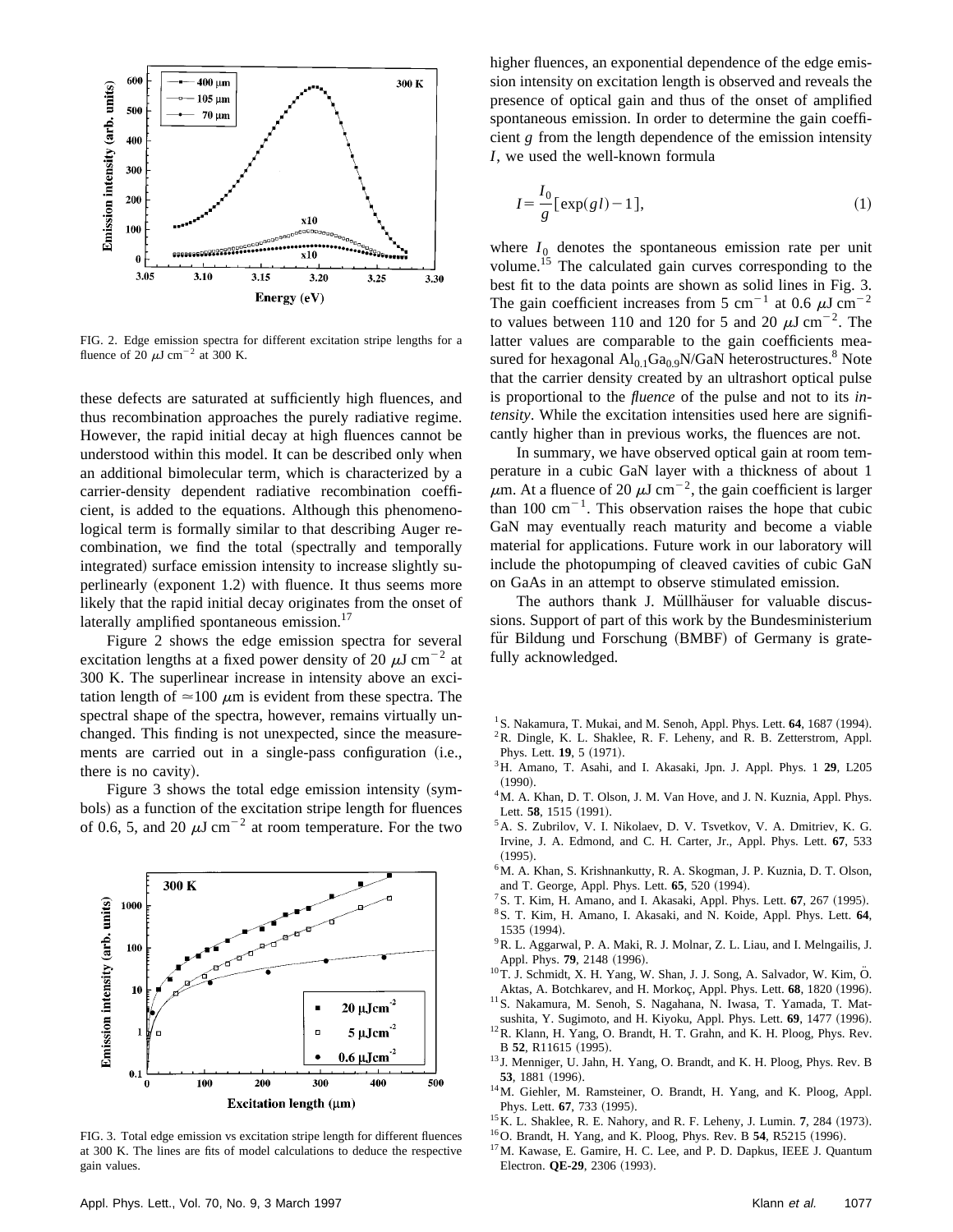600

500

400

300

200

100

0

3.05 3.10 3.15 3.20 3.25 3.30

Energy (eV)

Emission intensity (arb. units)

400 μm

105 μm

70 μm

300 K

x10

x10

FIG. 2. Edge emission spectra for different excitation stripe lengths for a fluence of 20 $\mu$J cm$^{-2}$ at 300 K.

these defects are saturated at sufficiently high fluences, and thus recombination approaches the purely radiative regime. However, the rapid initial decay at high fluences cannot be understood within this model. It can be described only when an additional bimolecular term, which is characterized by a carrier-density dependent radiative recombination coefficient, is added to the equations. Although this phenomenological term is formally similar to that describing Auger recombination, we find the total (spectrally and temporally integrated) surface emission intensity to increase slightly superlinearly (exponent 1.2) with fluence. It thus seems more likely that the rapid initial decay originates from the onset of laterally amplified spontaneous emission.[17]

Figure 2 shows the edge emission spectra for several excitation lengths at a fixed power density of 20 $\mu$J cm$^{-2}$ at 300 K. The superlinear increase in intensity above an excitation length of $\approx$100 $\mu$m is evident from these spectra. The spectral shape of the spectra, however, remains virtually unchanged. This finding is not unexpected, since the measurements are carried out in a single-pass configuration (i.e., there is no cavity).

Figure 3 shows the total edge emission intensity (symbols) as a function of the excitation stripe length for fluences of 0.6, 5, and 20 $\mu$J cm$^{-2}$ at room temperature. For the two higher fluences, an exponential dependence of the edge emission intensity on excitation length is observed and reveals the presence of optical gain and thus of the onset of amplified spontaneous emission. In order to determine the gain coefficient $g$ from the length dependence of the emission intensity $I$, we used the well-known formula

$$I = \frac{I_0}{g}[\exp(gl) - 1], \tag{1}$$

where $I_0$ denotes the spontaneous emission rate per unit volume.[15] The calculated gain curves corresponding to the best fit to the data points are shown as solid lines in Fig. 3. The gain coefficient increases from 5 cm$^{-1}$ at 0.6 $\mu$J cm$^{-2}$ to values between 110 and 120 for 5 and 20 $\mu$J cm$^{-2}$. The latter values are comparable to the gain coefficients measured for hexagonal $Al_{0.1}Ga_{0.9}N$/GaN heterostructures.[8] Note that the carrier density created by an ultrashort optical pulse is proportional to the *fluence* of the pulse and not to its *intensity*. While the excitation intensities used here are significantly higher than in previous works, the fluences are not.

In summary, we have observed optical gain at room temperature in a cubic GaN layer with a thickness of about 1 $\mu$m. At a fluence of 20 $\mu$J cm$^{-2}$, the gain coefficient is larger than 100 cm$^{-1}$. This observation raises the hope that cubic GaN may eventually reach maturity and become a viable material for applications. Future work in our laboratory will include the photopumping of cleaved cavities of cubic GaN on GaAs in an attempt to observe stimulated emission.

The authors thank J. Müllhäuser for valuable discussions. Support of part of this work by the Bundesministerium für Bildung und Forschung (BMBF) of Germany is gratefully acknowledged.

300 K

1000

100

10

1

0.1

0 100 200 300 400 500

Excitation length (μm)

Emission intensity (arb. units)

20 μJcm$^{-2}$

5 μJcm$^{-2}$

0.6 μJcm$^{-2}$

FIG. 3. Total edge emission vs excitation stripe length for different fluences at 300 K. The lines are fits of model calculations to deduce the respective gain values.

[1] S. Nakamura, T. Mukai, and M. Senoh, Appl. Phys. Lett. **64**, 1687 (1994).
[2] R. Dingle, K. L. Shaklee, R. F. Leheny, and R. B. Zetterstrom, Appl. Phys. Lett. **19**, 5 (1971).
[3] H. Amano, T. Asahi, and I. Akasaki, Jpn. J. Appl. Phys. 1 **29**, L205 (1990).
[4] M. A. Khan, D. T. Olson, J. M. Van Hove, and J. N. Kuznia, Appl. Phys. Lett. **58**, 1515 (1991).
[5] A. S. Zubrilov, V. I. Nikolaev, D. V. Tsvetkov, V. A. Dmitriev, K. G. Irvine, J. A. Edmond, and C. H. Carter, Jr., Appl. Phys. Lett. **67**, 533 (1995).
[6] M. A. Khan, S. Krishnankutty, R. A. Skogman, J. P. Kuznia, D. T. Olson, and T. George, Appl. Phys. Lett. **65**, 520 (1994).
[7] S. T. Kim, H. Amano, and I. Akasaki, Appl. Phys. Lett. **67**, 267 (1995).
[8] S. T. Kim, H. Amano, I. Akasaki, and N. Koide, Appl. Phys. Lett. **64**, 1535 (1994).
[9] R. L. Aggarwal, P. A. Maki, R. J. Molnar, Z. L. Liau, and I. Melngailis, J. Appl. Phys. **79**, 2148 (1996).
[10] T. J. Schmidt, X. H. Yang, W. Shan, J. J. Song, A. Salvador, W. Kim, Ö. Aktas, A. Botchkarev, and H. Morkoç, Appl. Phys. Lett. **68**, 1820 (1996).
[11] S. Nakamura, M. Senoh, S. Nagahana, N. Iwasa, T. Yamada, T. Matsushita, Y. Sugimoto, and H. Kiyoku, Appl. Phys. Lett. **69**, 1477 (1996).
[12] R. Klann, H. Yang, O. Brandt, H. T. Grahn, and K. H. Ploog, Phys. Rev. B **52**, R11615 (1995).
[13] J. Menniger, U. Jahn, H. Yang, O. Brandt, and K. H. Ploog, Phys. Rev. B **53**, 1881 (1996).
[14] M. Giehler, M. Ramsteiner, O. Brandt, H. Yang, and K. Ploog, Appl. Phys. Lett. **67**, 733 (1995).
[15] K. L. Shaklee, R. E. Nahory, and R. F. Leheny, J. Lumin. **7**, 284 (1973).
[16] O. Brandt, H. Yang, and K. Ploog, Phys. Rev. B **54**, R5215 (1996).
[17] M. Kawase, E. Gamire, H. C. Lee, and P. D. Dapkus, IEEE J. Quantum Electron. **QE-29**, 2306 (1993).